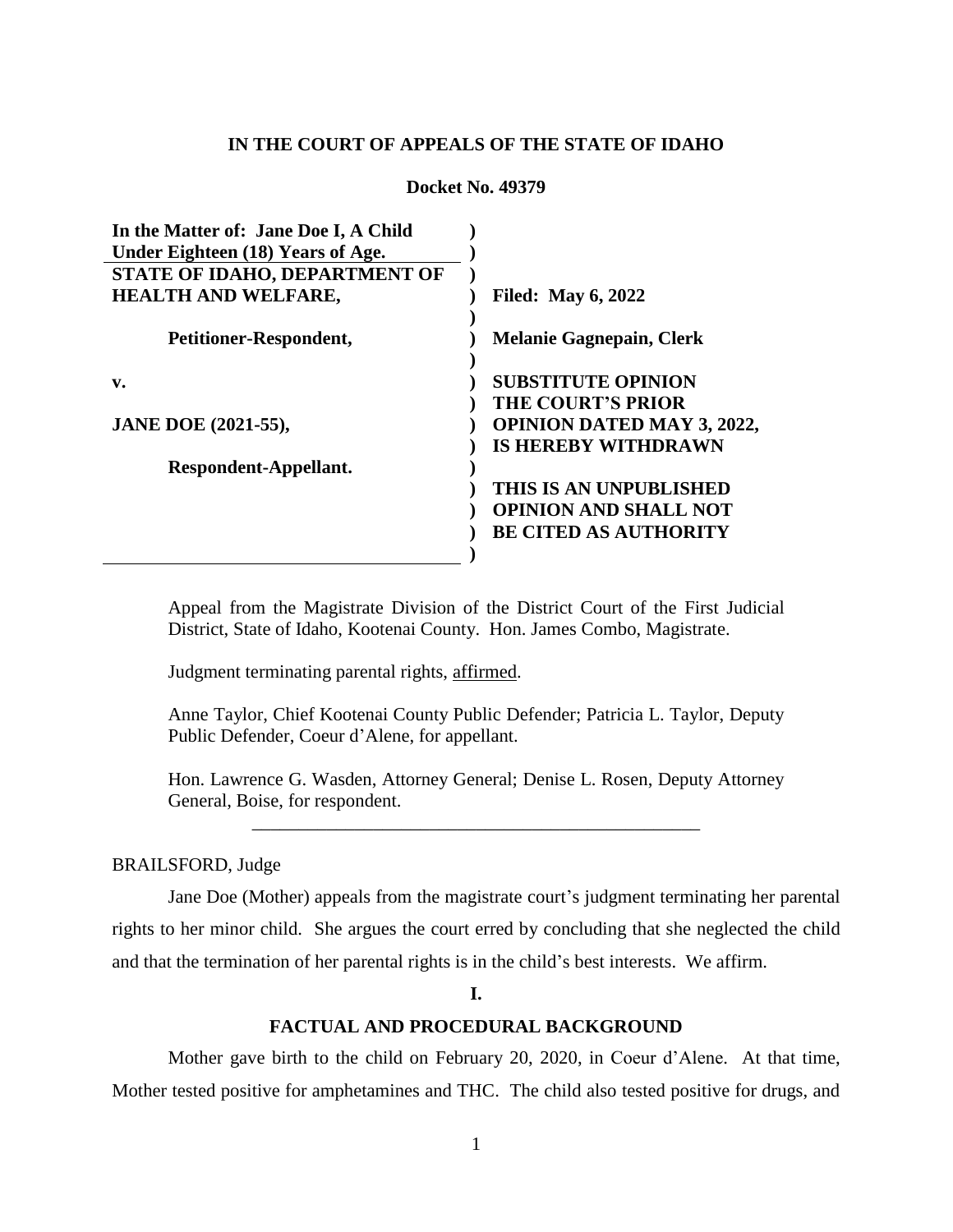**IN THE COURT OF APPEALS OF THE STATE OF IDAHO**

**Docket No. 49379**

| | |
|---|---|
| **In the Matter of: Jane Doe I, A Child Under Eighteen (18) Years of Age.** | |
| **STATE OF IDAHO, DEPARTMENT OF HEALTH AND WELFARE,** | **Filed: May 6, 2022** |
| **Petitioner-Respondent,** | **Melanie Gagnepain, Clerk** |
| **v.** | **SUBSTITUTE OPINION THE COURT'S PRIOR OPINION DATED MAY 3, 2022, IS HEREBY WITHDRAWN** |
| **JANE DOE (2021-55),** | |
| **Respondent-Appellant.** | **THIS IS AN UNPUBLISHED OPINION AND SHALL NOT BE CITED AS AUTHORITY** |

Appeal from the Magistrate Division of the District Court of the First Judicial District, State of Idaho, Kootenai County. Hon. James Combo, Magistrate.

Judgment terminating parental rights, affirmed.

Anne Taylor, Chief Kootenai County Public Defender; Patricia L. Taylor, Deputy Public Defender, Coeur d'Alene, for appellant.

Hon. Lawrence G. Wasden, Attorney General; Denise L. Rosen, Deputy Attorney General, Boise, for respondent.

---

BRAILSFORD, Judge

Jane Doe (Mother) appeals from the magistrate court's judgment terminating her parental rights to her minor child. She argues the court erred by concluding that she neglected the child and that the termination of her parental rights is in the child's best interests. We affirm.

## I.

## FACTUAL AND PROCEDURAL BACKGROUND

Mother gave birth to the child on February 20, 2020, in Coeur d'Alene. At that time, Mother tested positive for amphetamines and THC. The child also tested positive for drugs, and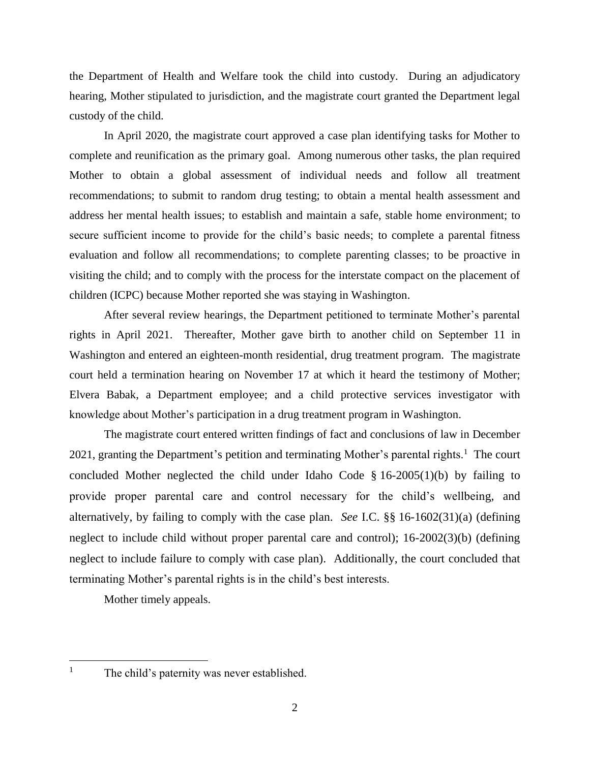the Department of Health and Welfare took the child into custody. During an adjudicatory hearing, Mother stipulated to jurisdiction, and the magistrate court granted the Department legal custody of the child.

In April 2020, the magistrate court approved a case plan identifying tasks for Mother to complete and reunification as the primary goal. Among numerous other tasks, the plan required Mother to obtain a global assessment of individual needs and follow all treatment recommendations; to submit to random drug testing; to obtain a mental health assessment and address her mental health issues; to establish and maintain a safe, stable home environment; to secure sufficient income to provide for the child's basic needs; to complete a parental fitness evaluation and follow all recommendations; to complete parenting classes; to be proactive in visiting the child; and to comply with the process for the interstate compact on the placement of children (ICPC) because Mother reported she was staying in Washington.

After several review hearings, the Department petitioned to terminate Mother's parental rights in April 2021. Thereafter, Mother gave birth to another child on September 11 in Washington and entered an eighteen-month residential, drug treatment program. The magistrate court held a termination hearing on November 17 at which it heard the testimony of Mother; Elvera Babak, a Department employee; and a child protective services investigator with knowledge about Mother's participation in a drug treatment program in Washington.

The magistrate court entered written findings of fact and conclusions of law in December 2021, granting the Department's petition and terminating Mother's parental rights.[1] The court concluded Mother neglected the child under Idaho Code § 16-2005(1)(b) by failing to provide proper parental care and control necessary for the child's wellbeing, and alternatively, by failing to comply with the case plan. *See* I.C. §§ 16-1602(31)(a) (defining neglect to include child without proper parental care and control); 16-2002(3)(b) (defining neglect to include failure to comply with case plan). Additionally, the court concluded that terminating Mother's parental rights is in the child's best interests.

Mother timely appeals.

---

[1] The child's paternity was never established.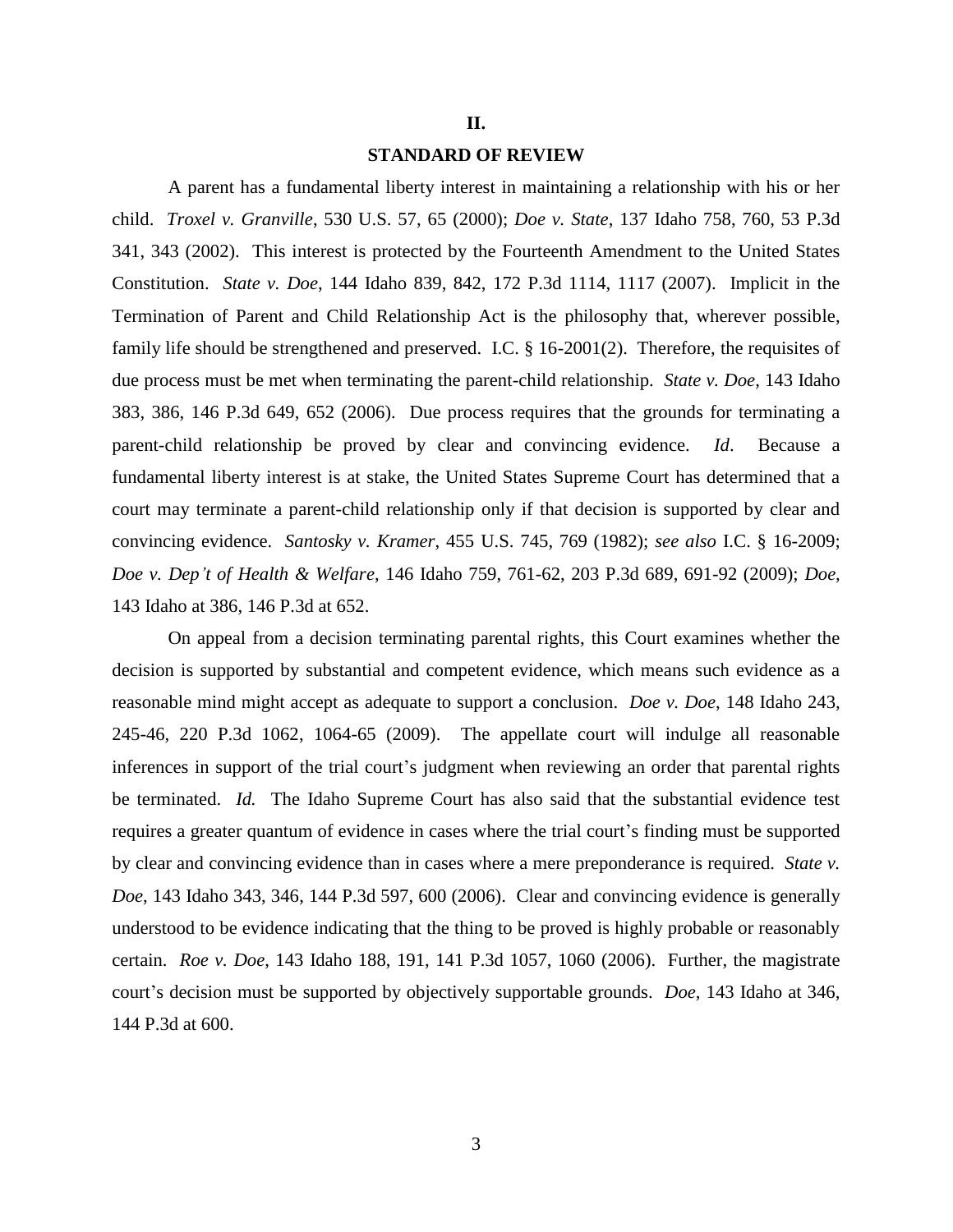## II.

## STANDARD OF REVIEW

A parent has a fundamental liberty interest in maintaining a relationship with his or her child. *Troxel v. Granville*, 530 U.S. 57, 65 (2000); *Doe v. State*, 137 Idaho 758, 760, 53 P.3d 341, 343 (2002). This interest is protected by the Fourteenth Amendment to the United States Constitution. *State v. Doe*, 144 Idaho 839, 842, 172 P.3d 1114, 1117 (2007). Implicit in the Termination of Parent and Child Relationship Act is the philosophy that, wherever possible, family life should be strengthened and preserved. I.C. § 16-2001(2). Therefore, the requisites of due process must be met when terminating the parent-child relationship. *State v. Doe*, 143 Idaho 383, 386, 146 P.3d 649, 652 (2006). Due process requires that the grounds for terminating a parent-child relationship be proved by clear and convincing evidence. *Id*. Because a fundamental liberty interest is at stake, the United States Supreme Court has determined that a court may terminate a parent-child relationship only if that decision is supported by clear and convincing evidence. *Santosky v. Kramer*, 455 U.S. 745, 769 (1982); *see also* I.C. § 16-2009; *Doe v. Dep't of Health & Welfare*, 146 Idaho 759, 761-62, 203 P.3d 689, 691-92 (2009); *Doe*, 143 Idaho at 386, 146 P.3d at 652.

On appeal from a decision terminating parental rights, this Court examines whether the decision is supported by substantial and competent evidence, which means such evidence as a reasonable mind might accept as adequate to support a conclusion. *Doe v. Doe*, 148 Idaho 243, 245-46, 220 P.3d 1062, 1064-65 (2009). The appellate court will indulge all reasonable inferences in support of the trial court's judgment when reviewing an order that parental rights be terminated. *Id.* The Idaho Supreme Court has also said that the substantial evidence test requires a greater quantum of evidence in cases where the trial court's finding must be supported by clear and convincing evidence than in cases where a mere preponderance is required. *State v. Doe*, 143 Idaho 343, 346, 144 P.3d 597, 600 (2006). Clear and convincing evidence is generally understood to be evidence indicating that the thing to be proved is highly probable or reasonably certain. *Roe v. Doe*, 143 Idaho 188, 191, 141 P.3d 1057, 1060 (2006). Further, the magistrate court's decision must be supported by objectively supportable grounds. *Doe*, 143 Idaho at 346, 144 P.3d at 600.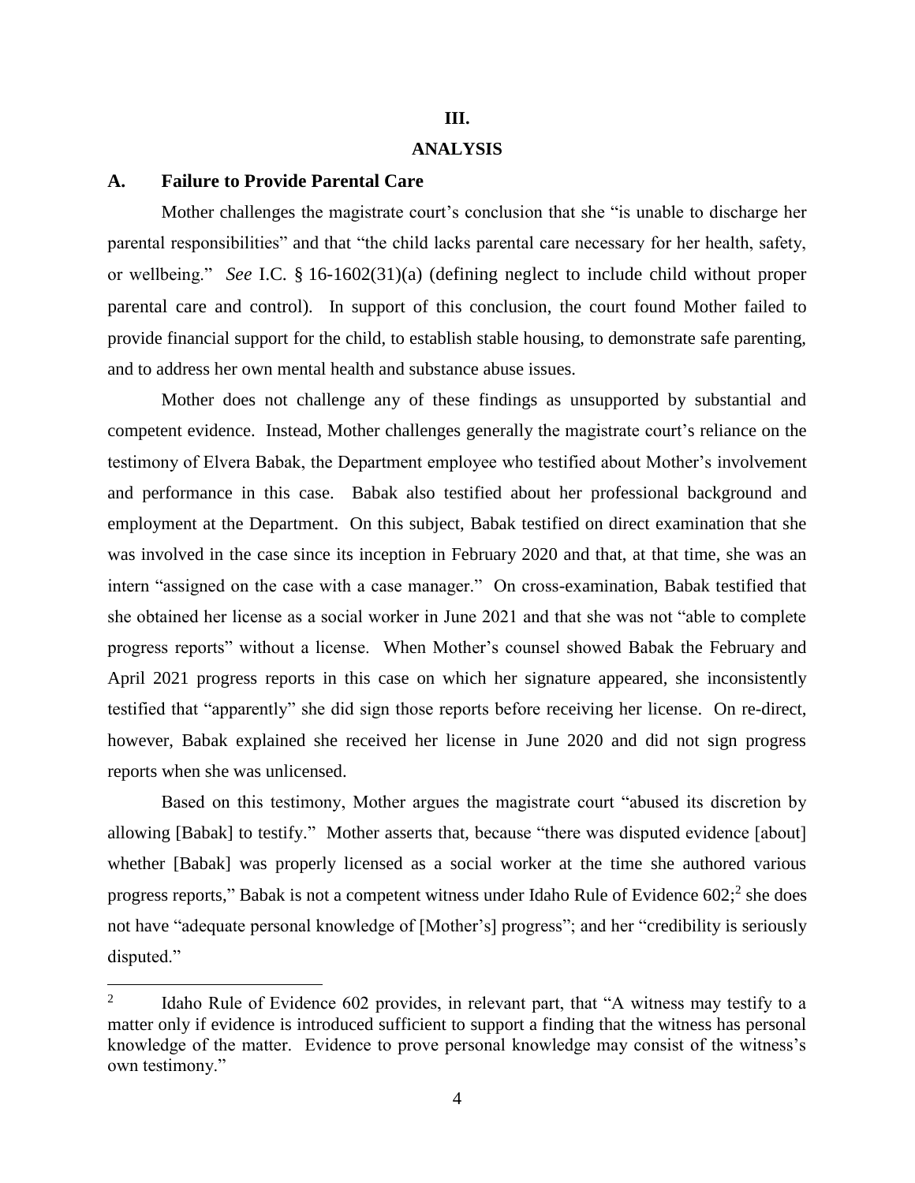## III.

## ANALYSIS

### A. Failure to Provide Parental Care

Mother challenges the magistrate court's conclusion that she "is unable to discharge her parental responsibilities" and that "the child lacks parental care necessary for her health, safety, or wellbeing." *See* I.C. § 16-1602(31)(a) (defining neglect to include child without proper parental care and control). In support of this conclusion, the court found Mother failed to provide financial support for the child, to establish stable housing, to demonstrate safe parenting, and to address her own mental health and substance abuse issues.

Mother does not challenge any of these findings as unsupported by substantial and competent evidence. Instead, Mother challenges generally the magistrate court's reliance on the testimony of Elvera Babak, the Department employee who testified about Mother's involvement and performance in this case. Babak also testified about her professional background and employment at the Department. On this subject, Babak testified on direct examination that she was involved in the case since its inception in February 2020 and that, at that time, she was an intern "assigned on the case with a case manager." On cross-examination, Babak testified that she obtained her license as a social worker in June 2021 and that she was not "able to complete progress reports" without a license. When Mother's counsel showed Babak the February and April 2021 progress reports in this case on which her signature appeared, she inconsistently testified that "apparently" she did sign those reports before receiving her license. On re-direct, however, Babak explained she received her license in June 2020 and did not sign progress reports when she was unlicensed.

Based on this testimony, Mother argues the magistrate court "abused its discretion by allowing [Babak] to testify." Mother asserts that, because "there was disputed evidence [about] whether [Babak] was properly licensed as a social worker at the time she authored various progress reports," Babak is not a competent witness under Idaho Rule of Evidence 602;[2] she does not have "adequate personal knowledge of [Mother's] progress"; and her "credibility is seriously disputed."

---

[2] Idaho Rule of Evidence 602 provides, in relevant part, that "A witness may testify to a matter only if evidence is introduced sufficient to support a finding that the witness has personal knowledge of the matter. Evidence to prove personal knowledge may consist of the witness's own testimony."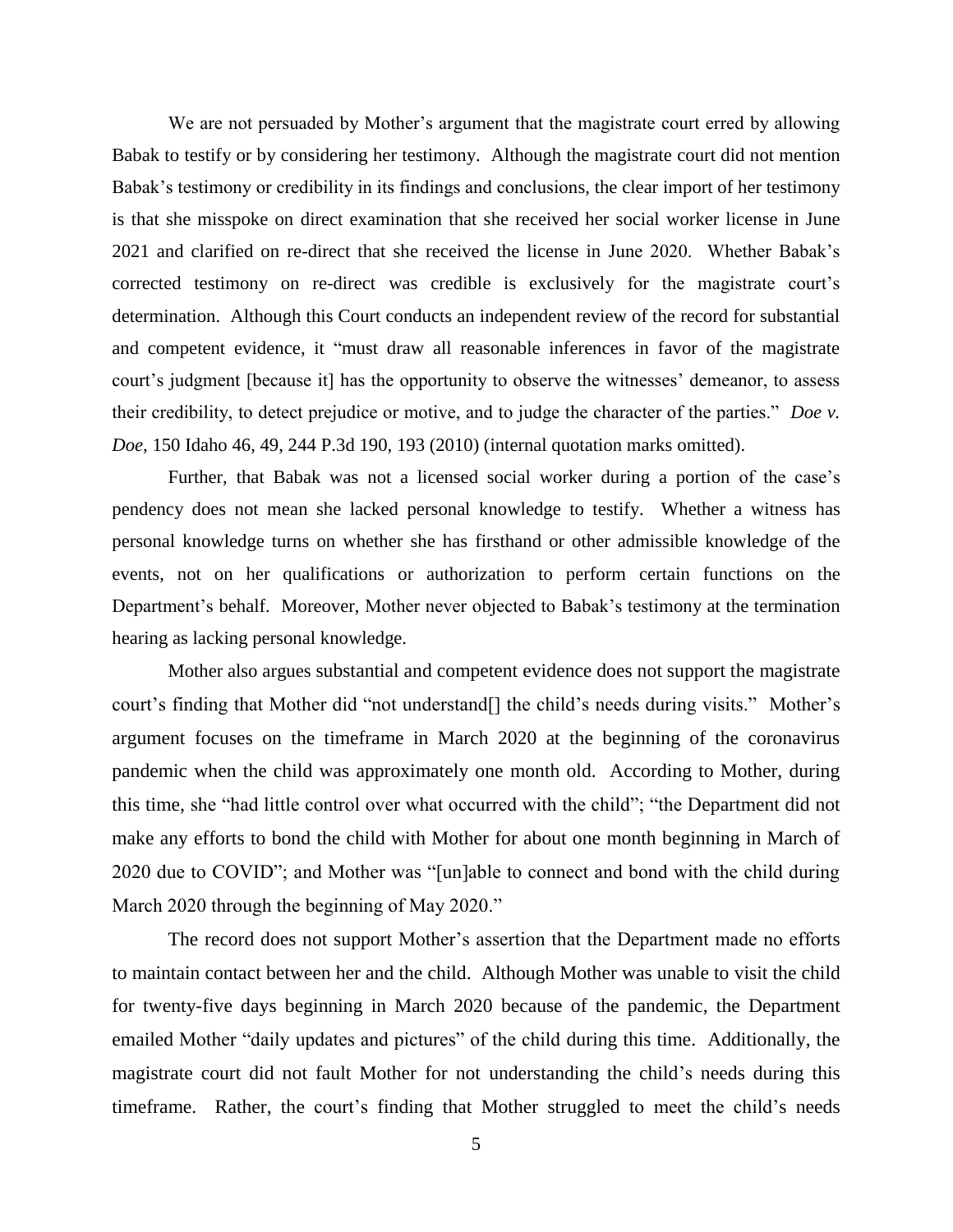We are not persuaded by Mother's argument that the magistrate court erred by allowing Babak to testify or by considering her testimony. Although the magistrate court did not mention Babak's testimony or credibility in its findings and conclusions, the clear import of her testimony is that she misspoke on direct examination that she received her social worker license in June 2021 and clarified on re-direct that she received the license in June 2020. Whether Babak's corrected testimony on re-direct was credible is exclusively for the magistrate court's determination. Although this Court conducts an independent review of the record for substantial and competent evidence, it "must draw all reasonable inferences in favor of the magistrate court's judgment [because it] has the opportunity to observe the witnesses' demeanor, to assess their credibility, to detect prejudice or motive, and to judge the character of the parties." *Doe v. Doe*, 150 Idaho 46, 49, 244 P.3d 190, 193 (2010) (internal quotation marks omitted).

Further, that Babak was not a licensed social worker during a portion of the case's pendency does not mean she lacked personal knowledge to testify. Whether a witness has personal knowledge turns on whether she has firsthand or other admissible knowledge of the events, not on her qualifications or authorization to perform certain functions on the Department's behalf. Moreover, Mother never objected to Babak's testimony at the termination hearing as lacking personal knowledge.

Mother also argues substantial and competent evidence does not support the magistrate court's finding that Mother did "not understand[] the child's needs during visits." Mother's argument focuses on the timeframe in March 2020 at the beginning of the coronavirus pandemic when the child was approximately one month old. According to Mother, during this time, she "had little control over what occurred with the child"; "the Department did not make any efforts to bond the child with Mother for about one month beginning in March of 2020 due to COVID"; and Mother was "[un]able to connect and bond with the child during March 2020 through the beginning of May 2020."

The record does not support Mother's assertion that the Department made no efforts to maintain contact between her and the child. Although Mother was unable to visit the child for twenty-five days beginning in March 2020 because of the pandemic, the Department emailed Mother "daily updates and pictures" of the child during this time. Additionally, the magistrate court did not fault Mother for not understanding the child's needs during this timeframe. Rather, the court's finding that Mother struggled to meet the child's needs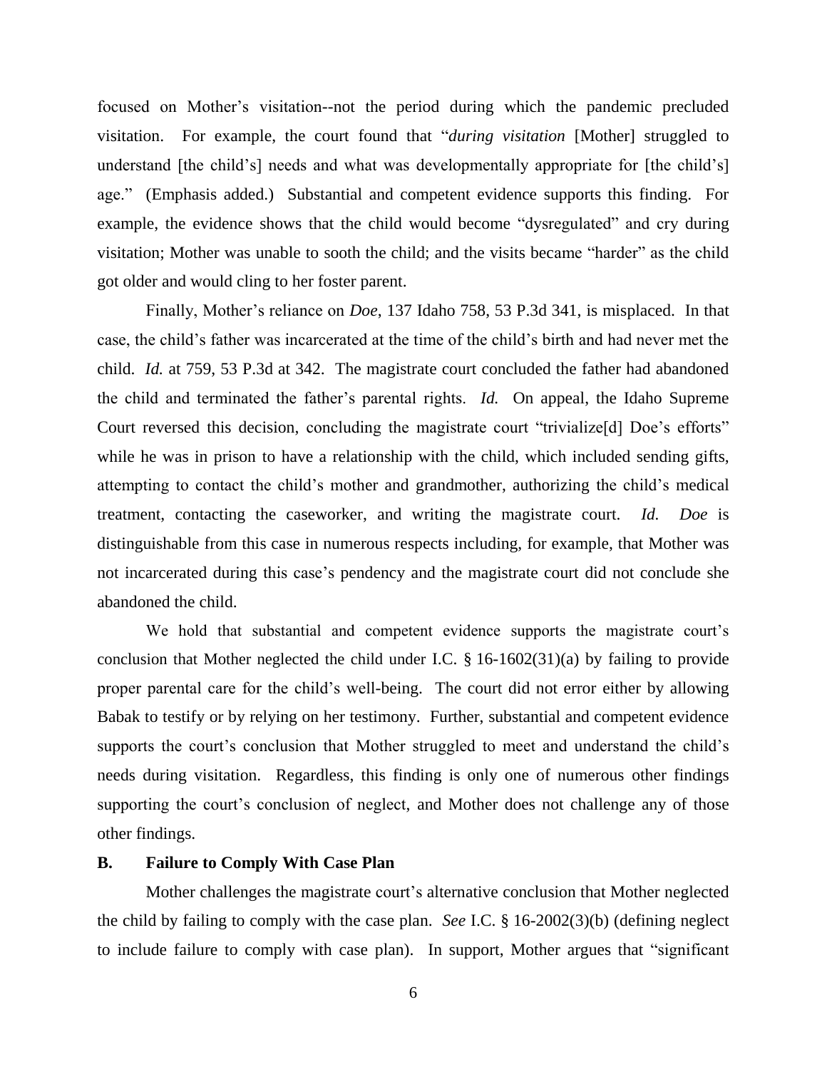focused on Mother's visitation--not the period during which the pandemic precluded visitation. For example, the court found that "*during visitation* [Mother] struggled to understand [the child's] needs and what was developmentally appropriate for [the child's] age." (Emphasis added.) Substantial and competent evidence supports this finding. For example, the evidence shows that the child would become "dysregulated" and cry during visitation; Mother was unable to sooth the child; and the visits became "harder" as the child got older and would cling to her foster parent.

Finally, Mother's reliance on *Doe*, 137 Idaho 758, 53 P.3d 341, is misplaced. In that case, the child's father was incarcerated at the time of the child's birth and had never met the child. *Id.* at 759, 53 P.3d at 342. The magistrate court concluded the father had abandoned the child and terminated the father's parental rights. *Id.* On appeal, the Idaho Supreme Court reversed this decision, concluding the magistrate court "trivialize[d] Doe's efforts" while he was in prison to have a relationship with the child, which included sending gifts, attempting to contact the child's mother and grandmother, authorizing the child's medical treatment, contacting the caseworker, and writing the magistrate court. *Id.* *Doe* is distinguishable from this case in numerous respects including, for example, that Mother was not incarcerated during this case's pendency and the magistrate court did not conclude she abandoned the child.

We hold that substantial and competent evidence supports the magistrate court's conclusion that Mother neglected the child under I.C. § 16-1602(31)(a) by failing to provide proper parental care for the child's well-being. The court did not error either by allowing Babak to testify or by relying on her testimony. Further, substantial and competent evidence supports the court's conclusion that Mother struggled to meet and understand the child's needs during visitation. Regardless, this finding is only one of numerous other findings supporting the court's conclusion of neglect, and Mother does not challenge any of those other findings.

### B. Failure to Comply With Case Plan

Mother challenges the magistrate court's alternative conclusion that Mother neglected the child by failing to comply with the case plan. *See* I.C. § 16-2002(3)(b) (defining neglect to include failure to comply with case plan). In support, Mother argues that "significant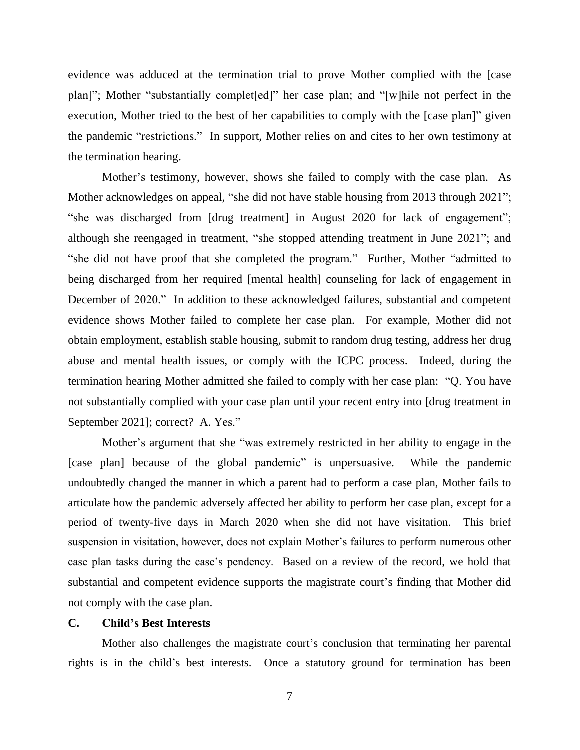evidence was adduced at the termination trial to prove Mother complied with the [case plan]"; Mother "substantially complet[ed]" her case plan; and "[w]hile not perfect in the execution, Mother tried to the best of her capabilities to comply with the [case plan]" given the pandemic "restrictions." In support, Mother relies on and cites to her own testimony at the termination hearing.

Mother's testimony, however, shows she failed to comply with the case plan. As Mother acknowledges on appeal, "she did not have stable housing from 2013 through 2021"; "she was discharged from [drug treatment] in August 2020 for lack of engagement"; although she reengaged in treatment, "she stopped attending treatment in June 2021"; and "she did not have proof that she completed the program." Further, Mother "admitted to being discharged from her required [mental health] counseling for lack of engagement in December of 2020." In addition to these acknowledged failures, substantial and competent evidence shows Mother failed to complete her case plan. For example, Mother did not obtain employment, establish stable housing, submit to random drug testing, address her drug abuse and mental health issues, or comply with the ICPC process. Indeed, during the termination hearing Mother admitted she failed to comply with her case plan: "Q. You have not substantially complied with your case plan until your recent entry into [drug treatment in September 2021]; correct? A. Yes."

Mother's argument that she "was extremely restricted in her ability to engage in the [case plan] because of the global pandemic" is unpersuasive. While the pandemic undoubtedly changed the manner in which a parent had to perform a case plan, Mother fails to articulate how the pandemic adversely affected her ability to perform her case plan, except for a period of twenty-five days in March 2020 when she did not have visitation. This brief suspension in visitation, however, does not explain Mother's failures to perform numerous other case plan tasks during the case's pendency. Based on a review of the record, we hold that substantial and competent evidence supports the magistrate court's finding that Mother did not comply with the case plan.

### C. Child's Best Interests

Mother also challenges the magistrate court's conclusion that terminating her parental rights is in the child's best interests. Once a statutory ground for termination has been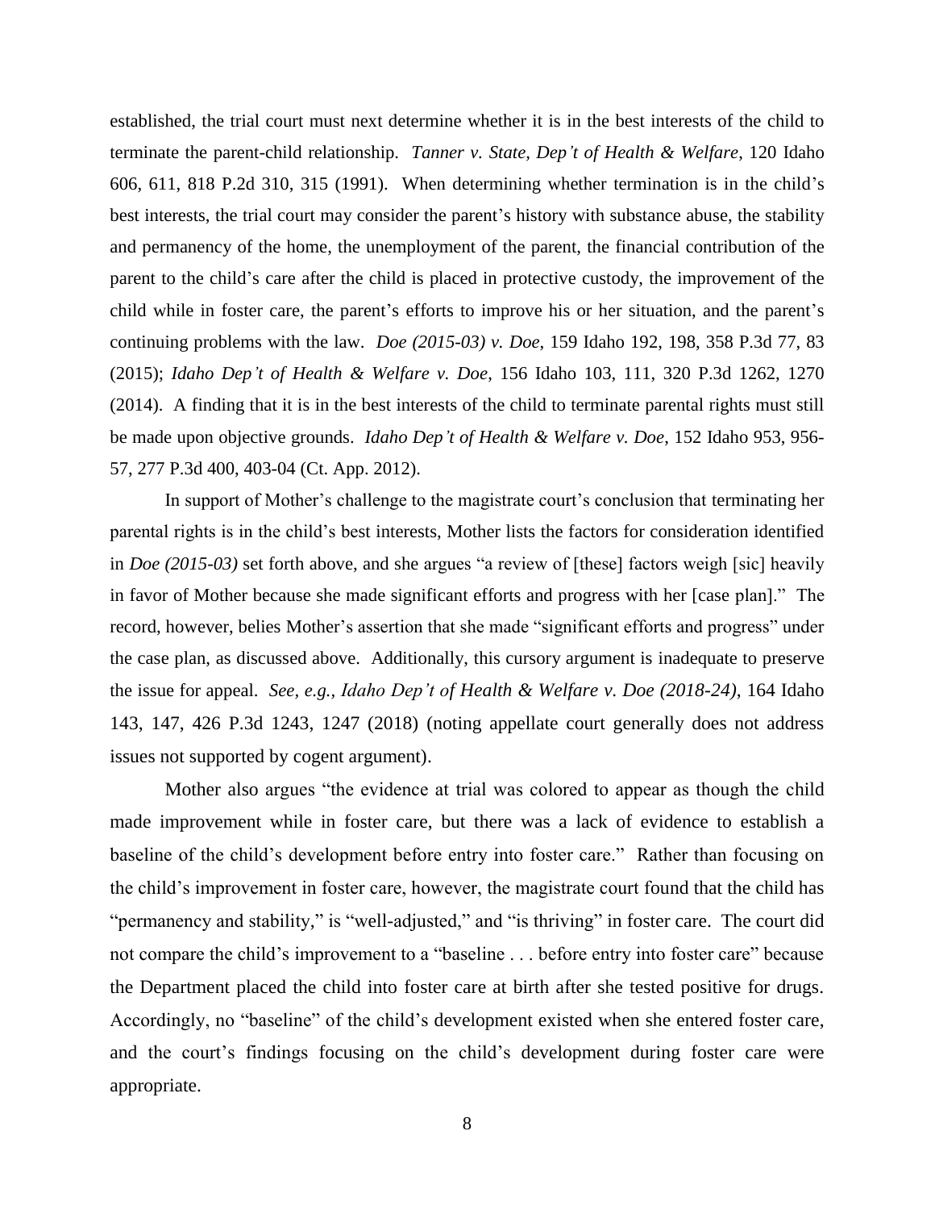established, the trial court must next determine whether it is in the best interests of the child to terminate the parent-child relationship. *Tanner v. State, Dep't of Health & Welfare*, 120 Idaho 606, 611, 818 P.2d 310, 315 (1991). When determining whether termination is in the child's best interests, the trial court may consider the parent's history with substance abuse, the stability and permanency of the home, the unemployment of the parent, the financial contribution of the parent to the child's care after the child is placed in protective custody, the improvement of the child while in foster care, the parent's efforts to improve his or her situation, and the parent's continuing problems with the law. *Doe (2015-03) v. Doe*, 159 Idaho 192, 198, 358 P.3d 77, 83 (2015); *Idaho Dep't of Health & Welfare v. Doe*, 156 Idaho 103, 111, 320 P.3d 1262, 1270 (2014). A finding that it is in the best interests of the child to terminate parental rights must still be made upon objective grounds. *Idaho Dep't of Health & Welfare v. Doe*, 152 Idaho 953, 956-57, 277 P.3d 400, 403-04 (Ct. App. 2012).

In support of Mother's challenge to the magistrate court's conclusion that terminating her parental rights is in the child's best interests, Mother lists the factors for consideration identified in *Doe (2015-03)* set forth above, and she argues "a review of [these] factors weigh [sic] heavily in favor of Mother because she made significant efforts and progress with her [case plan]." The record, however, belies Mother's assertion that she made "significant efforts and progress" under the case plan, as discussed above. Additionally, this cursory argument is inadequate to preserve the issue for appeal. *See, e.g.*, *Idaho Dep't of Health & Welfare v. Doe (2018-24)*, 164 Idaho 143, 147, 426 P.3d 1243, 1247 (2018) (noting appellate court generally does not address issues not supported by cogent argument).

Mother also argues "the evidence at trial was colored to appear as though the child made improvement while in foster care, but there was a lack of evidence to establish a baseline of the child's development before entry into foster care." Rather than focusing on the child's improvement in foster care, however, the magistrate court found that the child has "permanency and stability," is "well-adjusted," and "is thriving" in foster care. The court did not compare the child's improvement to a "baseline . . . before entry into foster care" because the Department placed the child into foster care at birth after she tested positive for drugs. Accordingly, no "baseline" of the child's development existed when she entered foster care, and the court's findings focusing on the child's development during foster care were appropriate.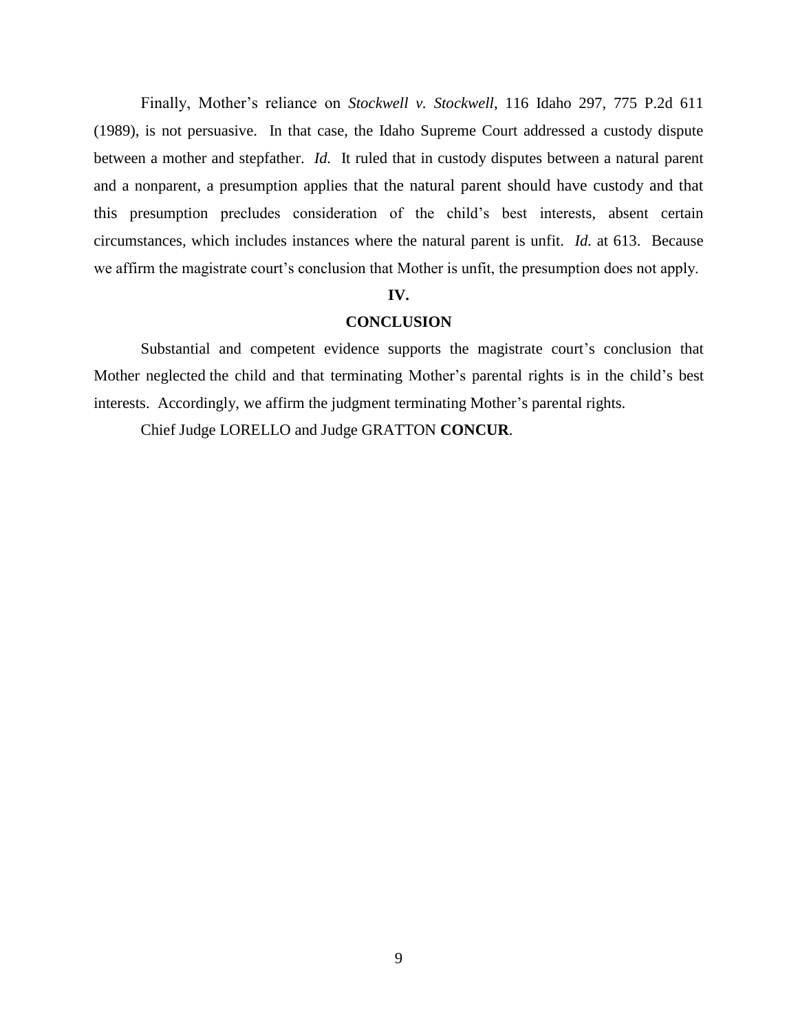Finally, Mother's reliance on *Stockwell v. Stockwell*, 116 Idaho 297, 775 P.2d 611 (1989), is not persuasive. In that case, the Idaho Supreme Court addressed a custody dispute between a mother and stepfather. *Id.* It ruled that in custody disputes between a natural parent and a nonparent, a presumption applies that the natural parent should have custody and that this presumption precludes consideration of the child's best interests, absent certain circumstances, which includes instances where the natural parent is unfit. *Id.* at 613. Because we affirm the magistrate court's conclusion that Mother is unfit, the presumption does not apply.

## IV.

## CONCLUSION

Substantial and competent evidence supports the magistrate court's conclusion that Mother neglected the child and that terminating Mother's parental rights is in the child's best interests. Accordingly, we affirm the judgment terminating Mother's parental rights.

Chief Judge LORELLO and Judge GRATTON **CONCUR**.